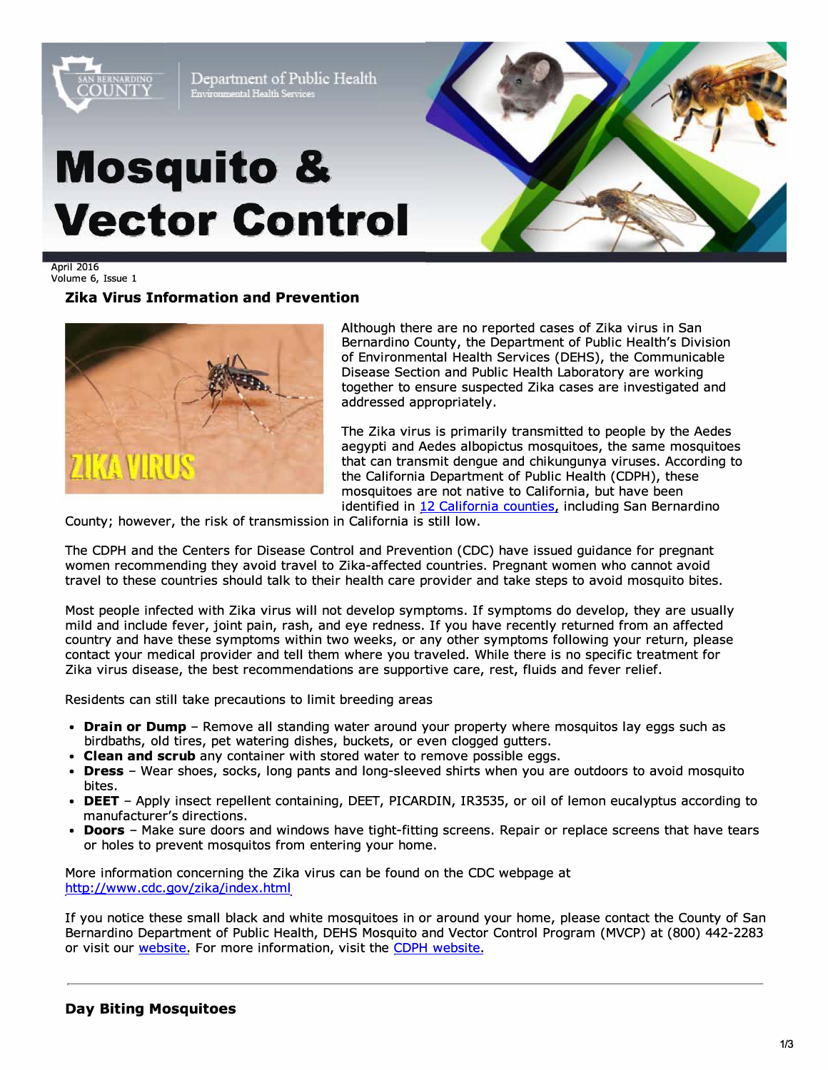San Bernardino County
Department of Public Health
Environmental Health Services

# Mosquito & Vector Control

April 2016
Volume 6, Issue 1

## Zika Virus Information and Prevention

Although there are no reported cases of Zika virus in San Bernardino County, the Department of Public Health's Division of Environmental Health Services (DEHS), the Communicable Disease Section and Public Health Laboratory are working together to ensure suspected Zika cases are investigated and addressed appropriately.

The Zika virus is primarily transmitted to people by the Aedes aegypti and Aedes albopictus mosquitoes, the same mosquitoes that can transmit dengue and chikungunya viruses. According to the California Department of Public Health (CDPH), these mosquitoes are not native to California, but have been identified in 12 California counties, including San Bernardino County; however, the risk of transmission in California is still low.

The CDPH and the Centers for Disease Control and Prevention (CDC) have issued guidance for pregnant women recommending they avoid travel to Zika-affected countries. Pregnant women who cannot avoid travel to these countries should talk to their health care provider and take steps to avoid mosquito bites.

Most people infected with Zika virus will not develop symptoms. If symptoms do develop, they are usually mild and include fever, joint pain, rash, and eye redness. If you have recently returned from an affected country and have these symptoms within two weeks, or any other symptoms following your return, please contact your medical provider and tell them where you traveled. While there is no specific treatment for Zika virus disease, the best recommendations are supportive care, rest, fluids and fever relief.

Residents can still take precautions to limit breeding areas

- **Drain or Dump** – Remove all standing water around your property where mosquitos lay eggs such as birdbaths, old tires, pet watering dishes, buckets, or even clogged gutters.
- **Clean and scrub** any container with stored water to remove possible eggs.
- **Dress** – Wear shoes, socks, long pants and long-sleeved shirts when you are outdoors to avoid mosquito bites.
- **DEET** – Apply insect repellent containing, DEET, PICARDIN, IR3535, or oil of lemon eucalyptus according to manufacturer's directions.
- **Doors** – Make sure doors and windows have tight-fitting screens. Repair or replace screens that have tears or holes to prevent mosquitos from entering your home.

More information concerning the Zika virus can be found on the CDC webpage at http://www.cdc.gov/zika/index.html

If you notice these small black and white mosquitoes in or around your home, please contact the County of San Bernardino Department of Public Health, DEHS Mosquito and Vector Control Program (MVCP) at (800) 442-2283 or visit our website. For more information, visit the CDPH website.

---

## Day Biting Mosquitoes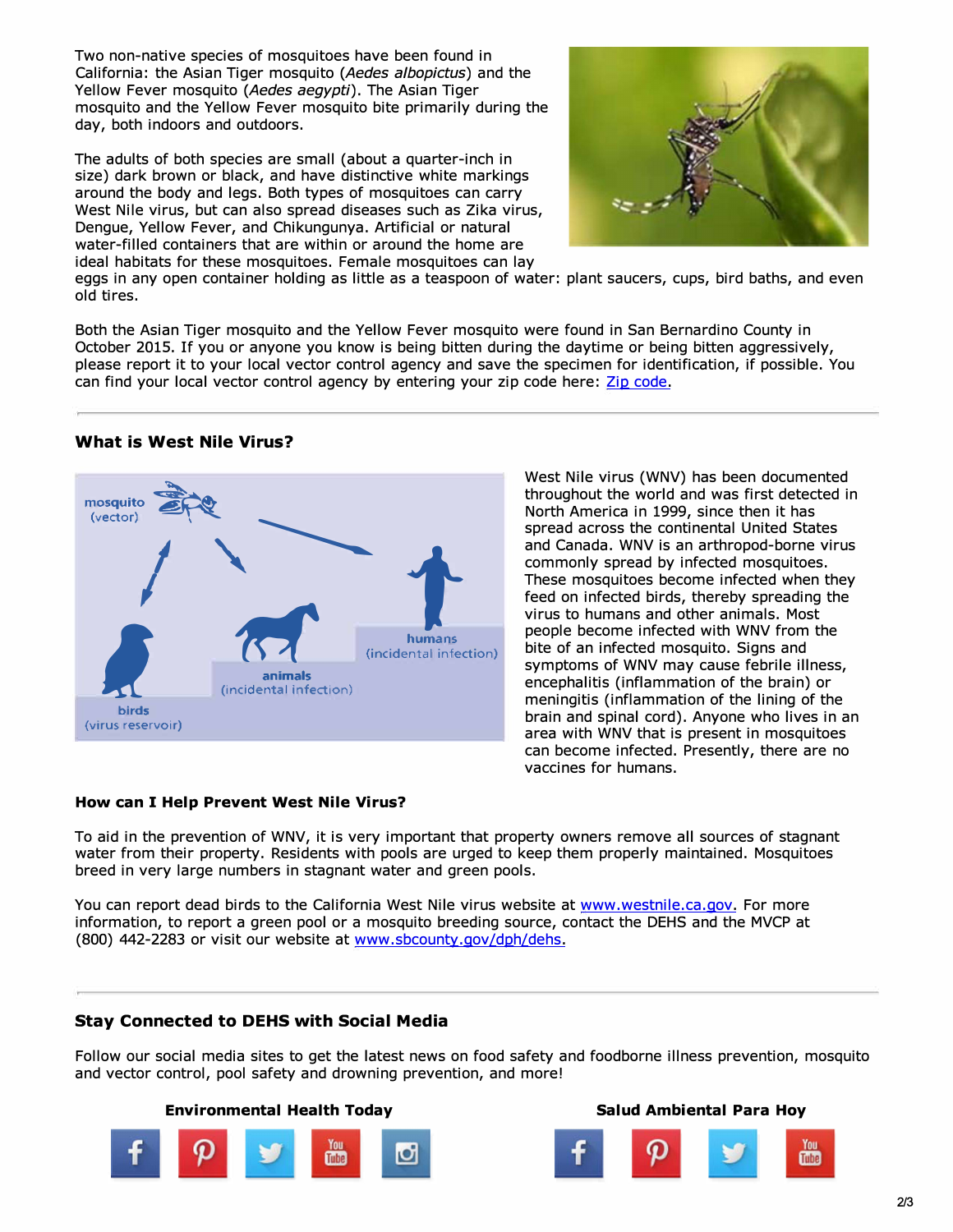Two non-native species of mosquitoes have been found in California: the Asian Tiger mosquito (*Aedes albopictus*) and the Yellow Fever mosquito (*Aedes aegypti*). The Asian Tiger mosquito and the Yellow Fever mosquito bite primarily during the day, both indoors and outdoors.

The adults of both species are small (about a quarter-inch in size) dark brown or black, and have distinctive white markings around the body and legs. Both types of mosquitoes can carry West Nile virus, but can also spread diseases such as Zika virus, Dengue, Yellow Fever, and Chikungunya. Artificial or natural water-filled containers that are within or around the home are ideal habitats for these mosquitoes. Female mosquitoes can lay eggs in any open container holding as little as a teaspoon of water: plant saucers, cups, bird baths, and even old tires.

Both the Asian Tiger mosquito and the Yellow Fever mosquito were found in San Bernardino County in October 2015. If you or anyone you know is being bitten during the daytime or being bitten aggressively, please report it to your local vector control agency and save the specimen for identification, if possible. You can find your local vector control agency by entering your zip code here: [Zip code](Zip code).

---

### What is West Nile Virus?

West Nile virus (WNV) has been documented throughout the world and was first detected in North America in 1999, since then it has spread across the continental United States and Canada. WNV is an arthropod-borne virus commonly spread by infected mosquitoes. These mosquitoes become infected when they feed on infected birds, thereby spreading the virus to humans and other animals. Most people become infected with WNV from the bite of an infected mosquito. Signs and symptoms of WNV may cause febrile illness, encephalitis (inflammation of the brain) or meningitis (inflammation of the lining of the brain and spinal cord). Anyone who lives in an area with WNV that is present in mosquitoes can become infected. Presently, there are no vaccines for humans.

#### How can I Help Prevent West Nile Virus?

To aid in the prevention of WNV, it is very important that property owners remove all sources of stagnant water from their property. Residents with pools are urged to keep them properly maintained. Mosquitoes breed in very large numbers in stagnant water and green pools.

You can report dead birds to the California West Nile virus website at www.westnile.ca.gov. For more information, to report a green pool or a mosquito breeding source, contact the DEHS and the MVCP at (800) 442-2283 or visit our website at www.sbcounty.gov/dph/dehs.

---

### Stay Connected to DEHS with Social Media

Follow our social media sites to get the latest news on food safety and foodborne illness prevention, mosquito and vector control, pool safety and drowning prevention, and more!

**Environmental Health Today**

**Salud Ambiental Para Hoy**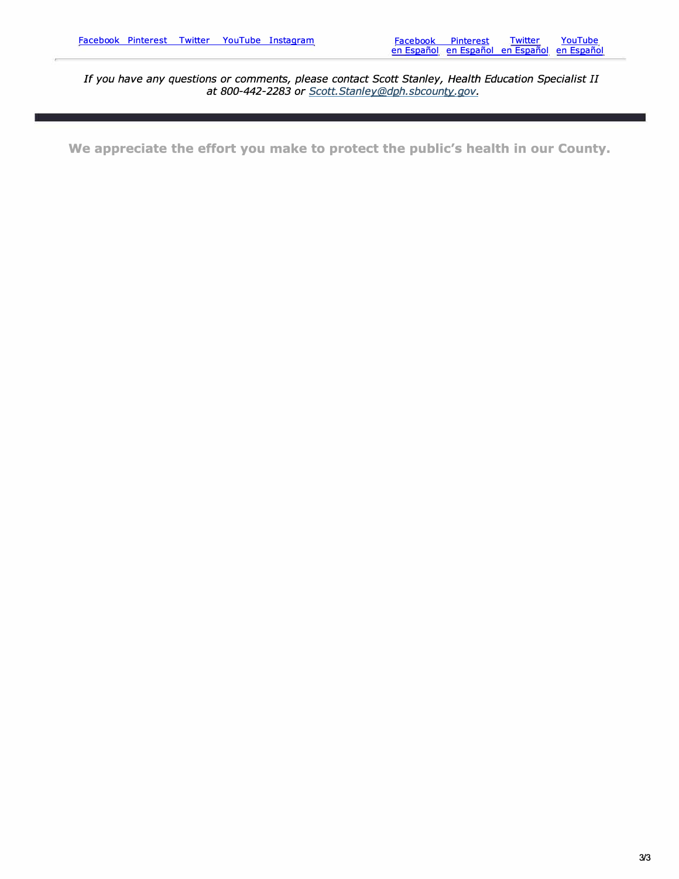Facebook Pinterest Twitter YouTube Instagram

Facebook en Español Pinterest en Español Twitter en Español YouTube en Español

---

*If you have any questions or comments, please contact Scott Stanley, Health Education Specialist II at 800-442-2283 or Scott.Stanley@dph.sbcounty.gov.*

---

**We appreciate the effort you make to protect the public's health in our County.**